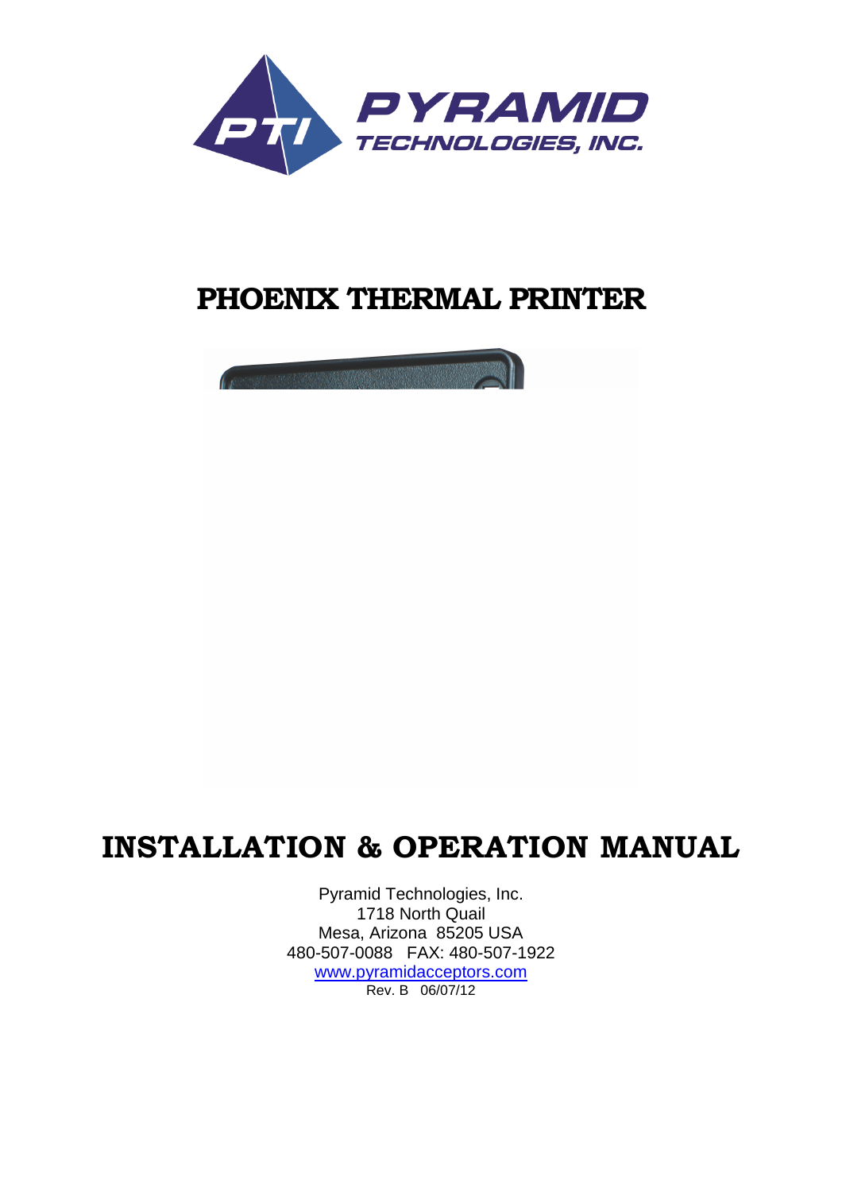PYRAMID TECHNOLOGIES, INC.

# PHOENIX THERMAL PRINTER

# INSTALLATION & OPERATION MANUAL

Pyramid Technologies, Inc.
1718 North Quail
Mesa, Arizona 85205 USA
480-507-0088 FAX: 480-507-1922
www.pyramidacceptors.com
Rev. B 06/07/12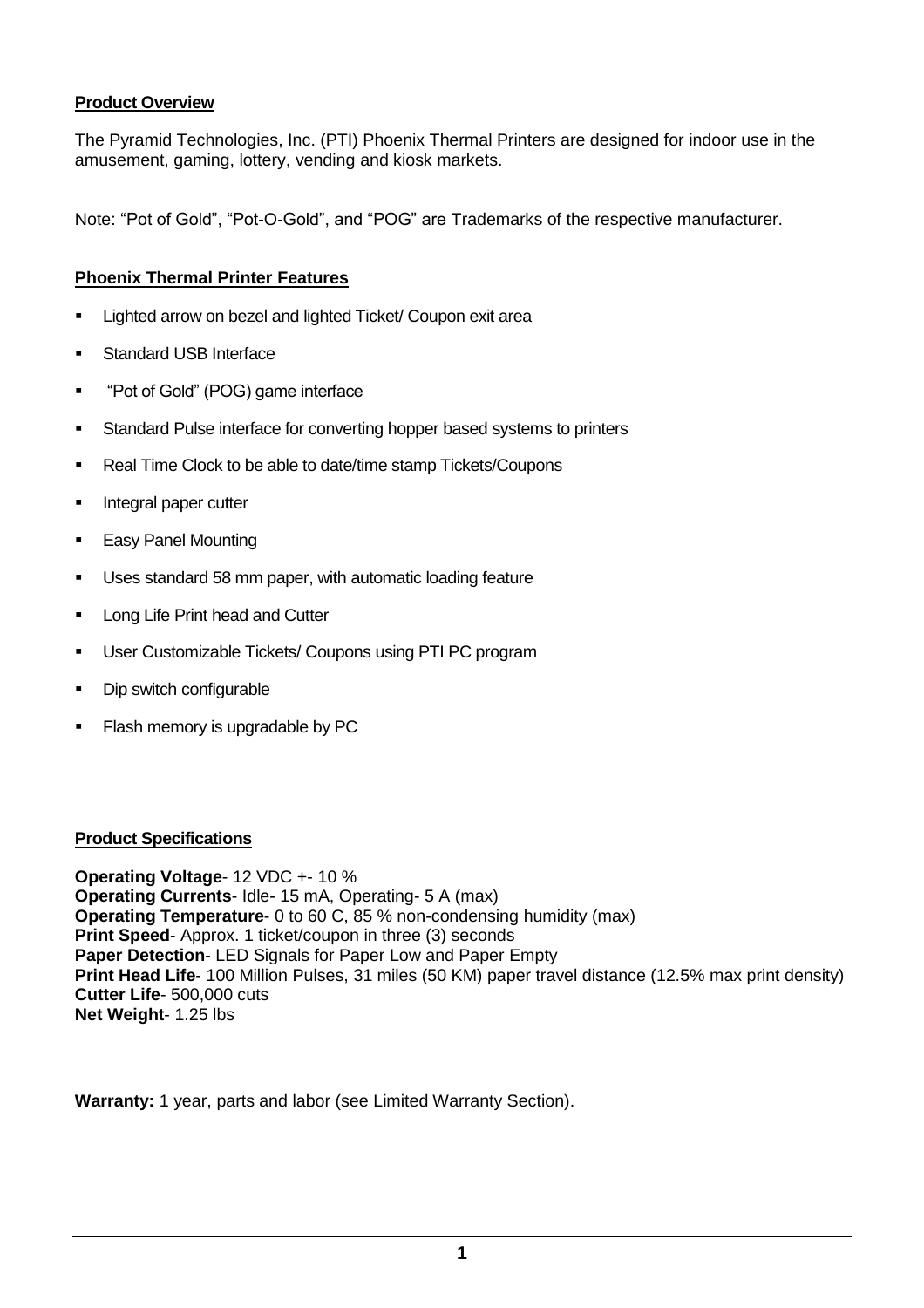## Product Overview

The Pyramid Technologies, Inc. (PTI) Phoenix Thermal Printers are designed for indoor use in the amusement, gaming, lottery, vending and kiosk markets.

Note: "Pot of Gold", "Pot-O-Gold", and "POG" are Trademarks of the respective manufacturer.

## Phoenix Thermal Printer Features

- Lighted arrow on bezel and lighted Ticket/ Coupon exit area
- Standard USB Interface
- "Pot of Gold" (POG) game interface
- Standard Pulse interface for converting hopper based systems to printers
- Real Time Clock to be able to date/time stamp Tickets/Coupons
- Integral paper cutter
- Easy Panel Mounting
- Uses standard 58 mm paper, with automatic loading feature
- Long Life Print head and Cutter
- User Customizable Tickets/ Coupons using PTI PC program
- Dip switch configurable
- Flash memory is upgradable by PC

## Product Specifications

**Operating Voltage**- 12 VDC +- 10 %
**Operating Currents**- Idle- 15 mA, Operating- 5 A (max)
**Operating Temperature**- 0 to 60 C, 85 % non-condensing humidity (max)
**Print Speed**- Approx. 1 ticket/coupon in three (3) seconds
**Paper Detection**- LED Signals for Paper Low and Paper Empty
**Print Head Life**- 100 Million Pulses, 31 miles (50 KM) paper travel distance (12.5% max print density)
**Cutter Life**- 500,000 cuts
**Net Weight**- 1.25 lbs

**Warranty:** 1 year, parts and labor (see Limited Warranty Section).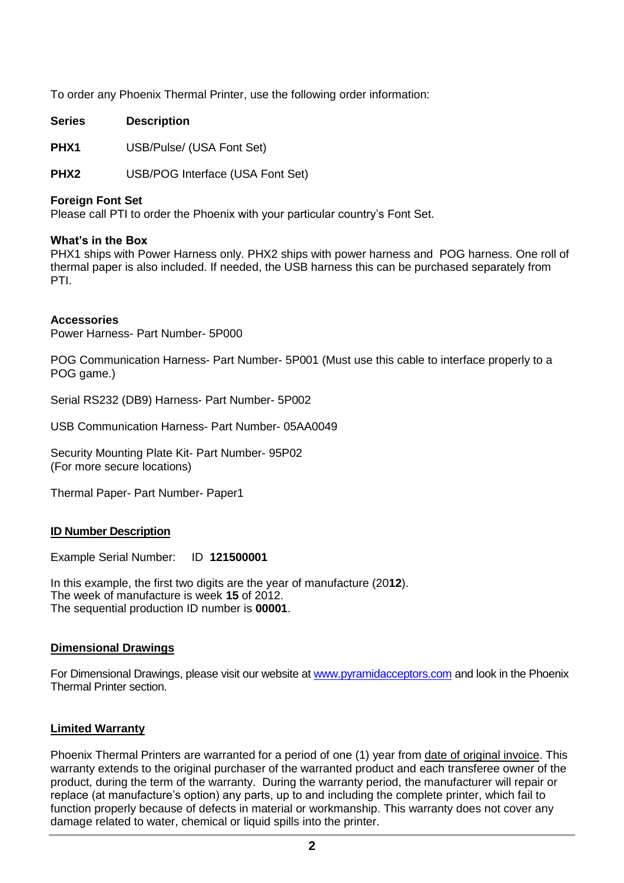To order any Phoenix Thermal Printer, use the following order information:

| Series | Description |
| --- | --- |
| PHX1 | USB/Pulse/ (USA Font Set) |
| PHX2 | USB/POG Interface (USA Font Set) |

**Foreign Font Set**
Please call PTI to order the Phoenix with your particular country's Font Set.

**What's in the Box**
PHX1 ships with Power Harness only. PHX2 ships with power harness and POG harness. One roll of thermal paper is also included. If needed, the USB harness this can be purchased separately from PTI.

**Accessories**
Power Harness- Part Number- 5P000

POG Communication Harness- Part Number- 5P001 (Must use this cable to interface properly to a POG game.)

Serial RS232 (DB9) Harness- Part Number- 5P002

USB Communication Harness- Part Number- 05AA0049

Security Mounting Plate Kit- Part Number- 95P02
(For more secure locations)

Thermal Paper- Part Number- Paper1

## ID Number Description

Example Serial Number: ID **121500001**

In this example, the first two digits are the year of manufacture (20**12**).
The week of manufacture is week **15** of 2012.
The sequential production ID number is **00001**.

## Dimensional Drawings

For Dimensional Drawings, please visit our website at [www.pyramidacceptors.com](http://www.pyramidacceptors.com) and look in the Phoenix Thermal Printer section.

## Limited Warranty

Phoenix Thermal Printers are warranted for a period of one (1) year from date of original invoice. This warranty extends to the original purchaser of the warranted product and each transferee owner of the product, during the term of the warranty. During the warranty period, the manufacturer will repair or replace (at manufacture's option) any parts, up to and including the complete printer, which fail to function properly because of defects in material or workmanship. This warranty does not cover any damage related to water, chemical or liquid spills into the printer.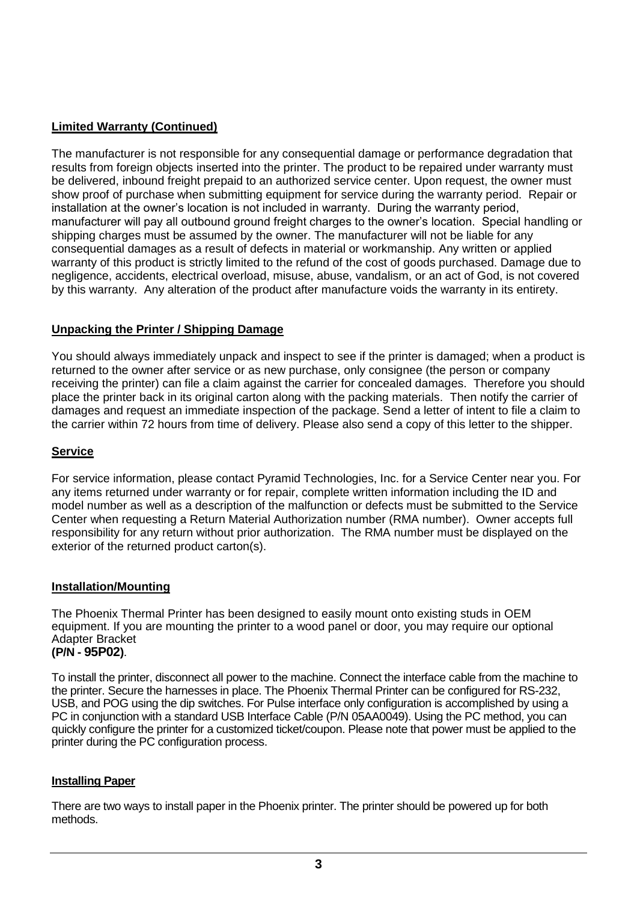**Limited Warranty (Continued)**

The manufacturer is not responsible for any consequential damage or performance degradation that results from foreign objects inserted into the printer. The product to be repaired under warranty must be delivered, inbound freight prepaid to an authorized service center. Upon request, the owner must show proof of purchase when submitting equipment for service during the warranty period. Repair or installation at the owner's location is not included in warranty. During the warranty period, manufacturer will pay all outbound ground freight charges to the owner's location. Special handling or shipping charges must be assumed by the owner. The manufacturer will not be liable for any consequential damages as a result of defects in material or workmanship. Any written or applied warranty of this product is strictly limited to the refund of the cost of goods purchased. Damage due to negligence, accidents, electrical overload, misuse, abuse, vandalism, or an act of God, is not covered by this warranty. Any alteration of the product after manufacture voids the warranty in its entirety.

**Unpacking the Printer / Shipping Damage**

You should always immediately unpack and inspect to see if the printer is damaged; when a product is returned to the owner after service or as new purchase, only consignee (the person or company receiving the printer) can file a claim against the carrier for concealed damages. Therefore you should place the printer back in its original carton along with the packing materials. Then notify the carrier of damages and request an immediate inspection of the package. Send a letter of intent to file a claim to the carrier within 72 hours from time of delivery. Please also send a copy of this letter to the shipper.

**Service**

For service information, please contact Pyramid Technologies, Inc. for a Service Center near you. For any items returned under warranty or for repair, complete written information including the ID and model number as well as a description of the malfunction or defects must be submitted to the Service Center when requesting a Return Material Authorization number (RMA number). Owner accepts full responsibility for any return without prior authorization. The RMA number must be displayed on the exterior of the returned product carton(s).

**Installation/Mounting**

The Phoenix Thermal Printer has been designed to easily mount onto existing studs in OEM equipment. If you are mounting the printer to a wood panel or door, you may require our optional Adapter Bracket
**(P/N - 95P02)**.

To install the printer, disconnect all power to the machine. Connect the interface cable from the machine to the printer. Secure the harnesses in place. The Phoenix Thermal Printer can be configured for RS-232, USB, and POG using the dip switches. For Pulse interface only configuration is accomplished by using a PC in conjunction with a standard USB Interface Cable (P/N 05AA0049). Using the PC method, you can quickly configure the printer for a customized ticket/coupon. Please note that power must be applied to the printer during the PC configuration process.

**Installing Paper**

There are two ways to install paper in the Phoenix printer. The printer should be powered up for both methods.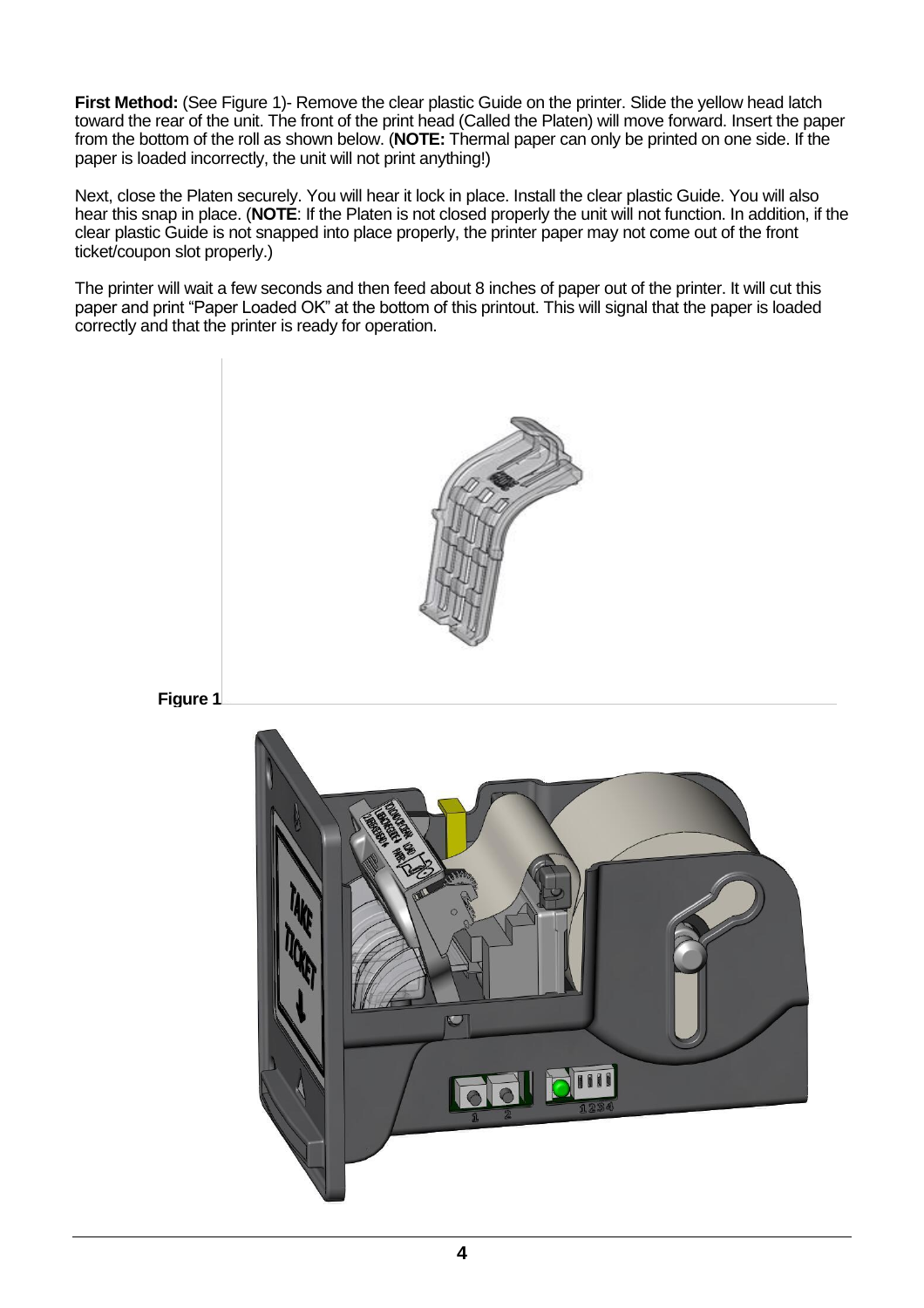**First Method:** (See Figure 1)- Remove the clear plastic Guide on the printer. Slide the yellow head latch toward the rear of the unit. The front of the print head (Called the Platen) will move forward. Insert the paper from the bottom of the roll as shown below. (**NOTE:** Thermal paper can only be printed on one side. If the paper is loaded incorrectly, the unit will not print anything!)

Next, close the Platen securely. You will hear it lock in place. Install the clear plastic Guide. You will also hear this snap in place. (**NOTE**: If the Platen is not closed properly the unit will not function. In addition, if the clear plastic Guide is not snapped into place properly, the printer paper may not come out of the front ticket/coupon slot properly.)

The printer will wait a few seconds and then feed about 8 inches of paper out of the printer. It will cut this paper and print "Paper Loaded OK" at the bottom of this printout. This will signal that the paper is loaded correctly and that the printer is ready for operation.

**Figure 1**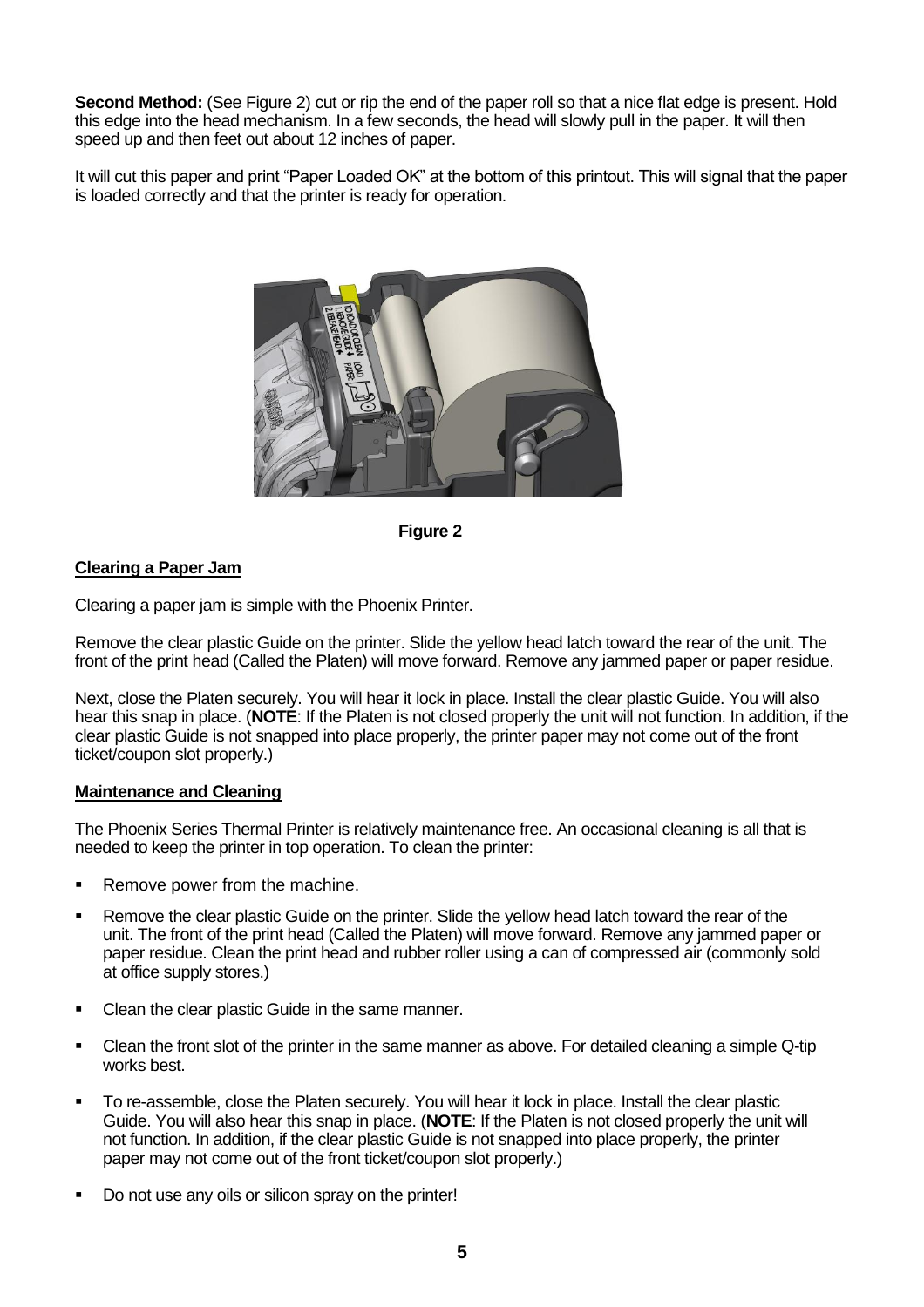**Second Method:** (See Figure 2) cut or rip the end of the paper roll so that a nice flat edge is present. Hold this edge into the head mechanism. In a few seconds, the head will slowly pull in the paper. It will then speed up and then feet out about 12 inches of paper.

It will cut this paper and print "Paper Loaded OK" at the bottom of this printout. This will signal that the paper is loaded correctly and that the printer is ready for operation.

**Figure 2**

## Clearing a Paper Jam

Clearing a paper jam is simple with the Phoenix Printer.

Remove the clear plastic Guide on the printer. Slide the yellow head latch toward the rear of the unit. The front of the print head (Called the Platen) will move forward. Remove any jammed paper or paper residue.

Next, close the Platen securely. You will hear it lock in place. Install the clear plastic Guide. You will also hear this snap in place. (**NOTE**: If the Platen is not closed properly the unit will not function. In addition, if the clear plastic Guide is not snapped into place properly, the printer paper may not come out of the front ticket/coupon slot properly.)

## Maintenance and Cleaning

The Phoenix Series Thermal Printer is relatively maintenance free. An occasional cleaning is all that is needed to keep the printer in top operation. To clean the printer:

- Remove power from the machine.
- Remove the clear plastic Guide on the printer. Slide the yellow head latch toward the rear of the unit. The front of the print head (Called the Platen) will move forward. Remove any jammed paper or paper residue. Clean the print head and rubber roller using a can of compressed air (commonly sold at office supply stores.)
- Clean the clear plastic Guide in the same manner.
- Clean the front slot of the printer in the same manner as above. For detailed cleaning a simple Q-tip works best.
- To re-assemble, close the Platen securely. You will hear it lock in place. Install the clear plastic Guide. You will also hear this snap in place. (**NOTE**: If the Platen is not closed properly the unit will not function. In addition, if the clear plastic Guide is not snapped into place properly, the printer paper may not come out of the front ticket/coupon slot properly.)
- Do not use any oils or silicon spray on the printer!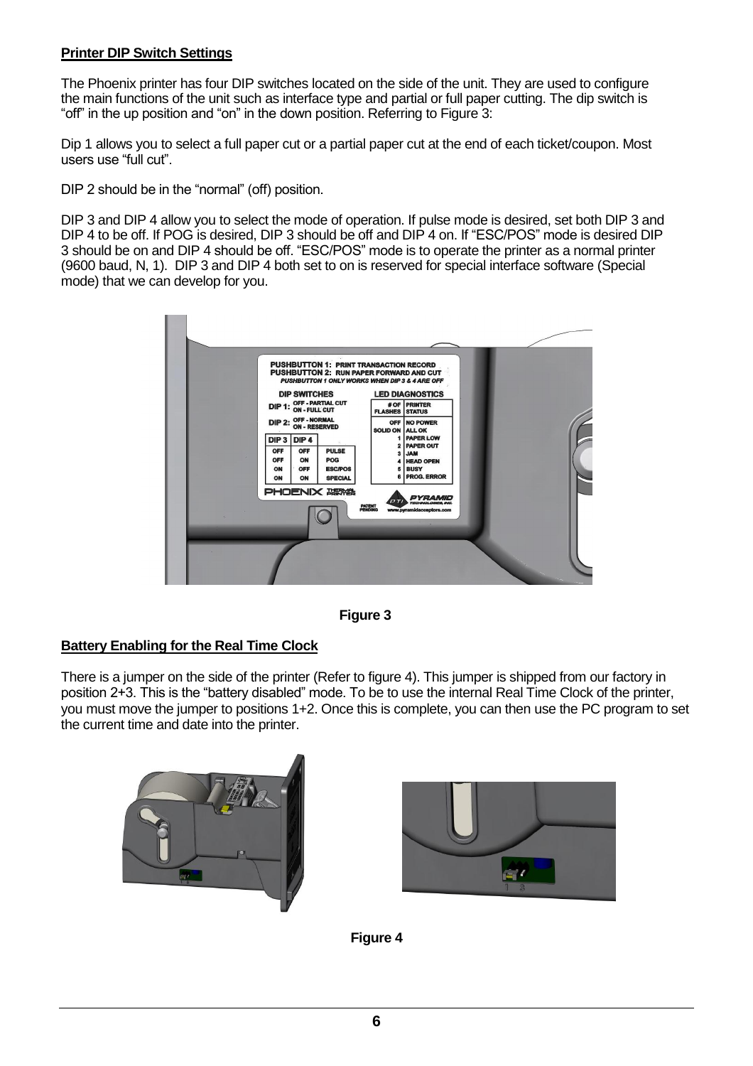**Printer DIP Switch Settings**

The Phoenix printer has four DIP switches located on the side of the unit. They are used to configure the main functions of the unit such as interface type and partial or full paper cutting. The dip switch is "off" in the up position and "on" in the down position. Referring to Figure 3:

Dip 1 allows you to select a full paper cut or a partial paper cut at the end of each ticket/coupon. Most users use "full cut".

DIP 2 should be in the "normal" (off) position.

DIP 3 and DIP 4 allow you to select the mode of operation. If pulse mode is desired, set both DIP 3 and DIP 4 to be off. If POG is desired, DIP 3 should be off and DIP 4 on. If "ESC/POS" mode is desired DIP 3 should be on and DIP 4 should be off. "ESC/POS" mode is to operate the printer as a normal printer (9600 baud, N, 1). DIP 3 and DIP 4 both set to on is reserved for special interface software (Special mode) that we can develop for you.

**Figure 3**

**Battery Enabling for the Real Time Clock**

There is a jumper on the side of the printer (Refer to figure 4). This jumper is shipped from our factory in position 2+3. This is the "battery disabled" mode. To be to use the internal Real Time Clock of the printer, you must move the jumper to positions 1+2. Once this is complete, you can then use the PC program to set the current time and date into the printer.

**Figure 4**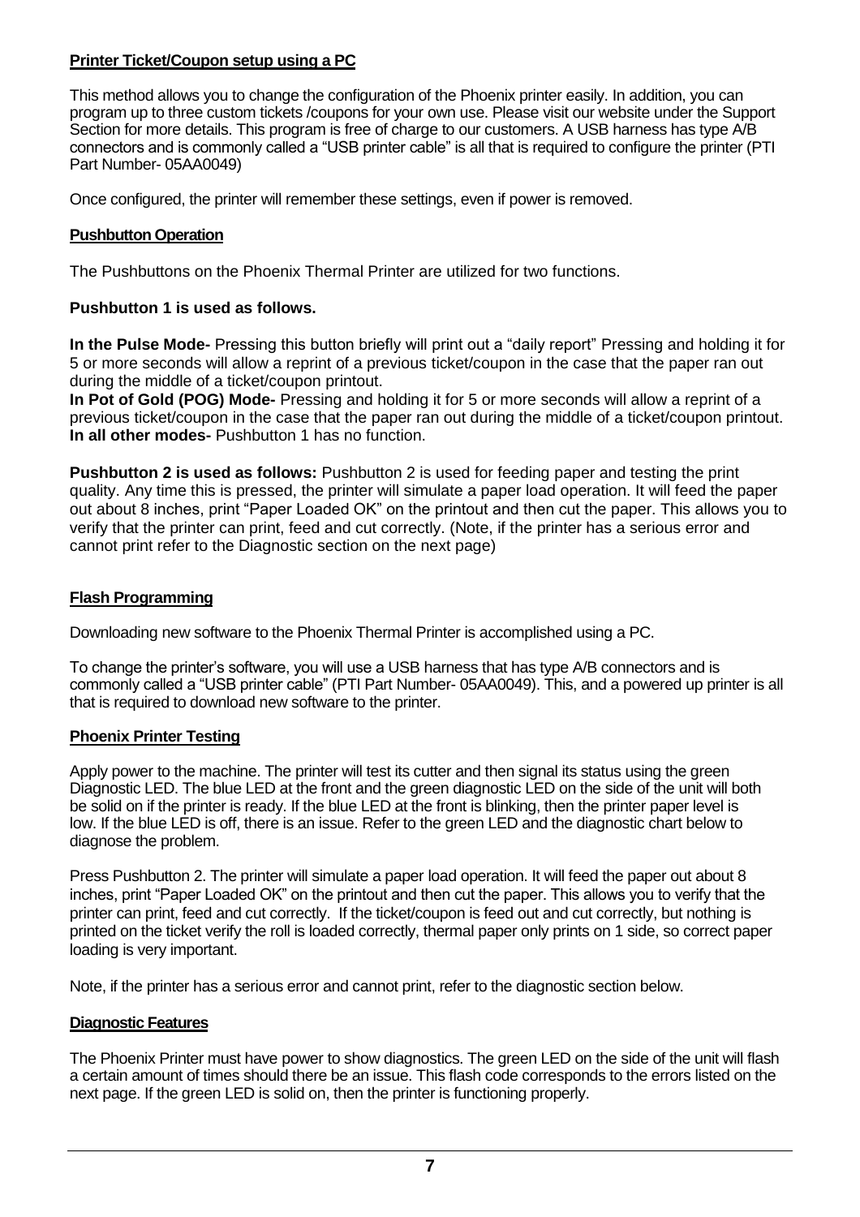**Printer Ticket/Coupon setup using a PC**

This method allows you to change the configuration of the Phoenix printer easily. In addition, you can program up to three custom tickets /coupons for your own use. Please visit our website under the Support Section for more details. This program is free of charge to our customers. A USB harness has type A/B connectors and is commonly called a "USB printer cable" is all that is required to configure the printer (PTI Part Number- 05AA0049)

Once configured, the printer will remember these settings, even if power is removed.

**Pushbutton Operation**

The Pushbuttons on the Phoenix Thermal Printer are utilized for two functions.

**Pushbutton 1 is used as follows.**

**In the Pulse Mode-** Pressing this button briefly will print out a "daily report" Pressing and holding it for 5 or more seconds will allow a reprint of a previous ticket/coupon in the case that the paper ran out during the middle of a ticket/coupon printout.
**In Pot of Gold (POG) Mode-** Pressing and holding it for 5 or more seconds will allow a reprint of a previous ticket/coupon in the case that the paper ran out during the middle of a ticket/coupon printout.
**In all other modes-** Pushbutton 1 has no function.

**Pushbutton 2 is used as follows:** Pushbutton 2 is used for feeding paper and testing the print quality. Any time this is pressed, the printer will simulate a paper load operation. It will feed the paper out about 8 inches, print "Paper Loaded OK" on the printout and then cut the paper. This allows you to verify that the printer can print, feed and cut correctly. (Note, if the printer has a serious error and cannot print refer to the Diagnostic section on the next page)

**Flash Programming**

Downloading new software to the Phoenix Thermal Printer is accomplished using a PC.

To change the printer's software, you will use a USB harness that has type A/B connectors and is commonly called a "USB printer cable" (PTI Part Number- 05AA0049). This, and a powered up printer is all that is required to download new software to the printer.

**Phoenix Printer Testing**

Apply power to the machine. The printer will test its cutter and then signal its status using the green Diagnostic LED. The blue LED at the front and the green diagnostic LED on the side of the unit will both be solid on if the printer is ready. If the blue LED at the front is blinking, then the printer paper level is low. If the blue LED is off, there is an issue. Refer to the green LED and the diagnostic chart below to diagnose the problem.

Press Pushbutton 2. The printer will simulate a paper load operation. It will feed the paper out about 8 inches, print "Paper Loaded OK" on the printout and then cut the paper. This allows you to verify that the printer can print, feed and cut correctly. If the ticket/coupon is feed out and cut correctly, but nothing is printed on the ticket verify the roll is loaded correctly, thermal paper only prints on 1 side, so correct paper loading is very important.

Note, if the printer has a serious error and cannot print, refer to the diagnostic section below.

**Diagnostic Features**

The Phoenix Printer must have power to show diagnostics. The green LED on the side of the unit will flash a certain amount of times should there be an issue. This flash code corresponds to the errors listed on the next page. If the green LED is solid on, then the printer is functioning properly.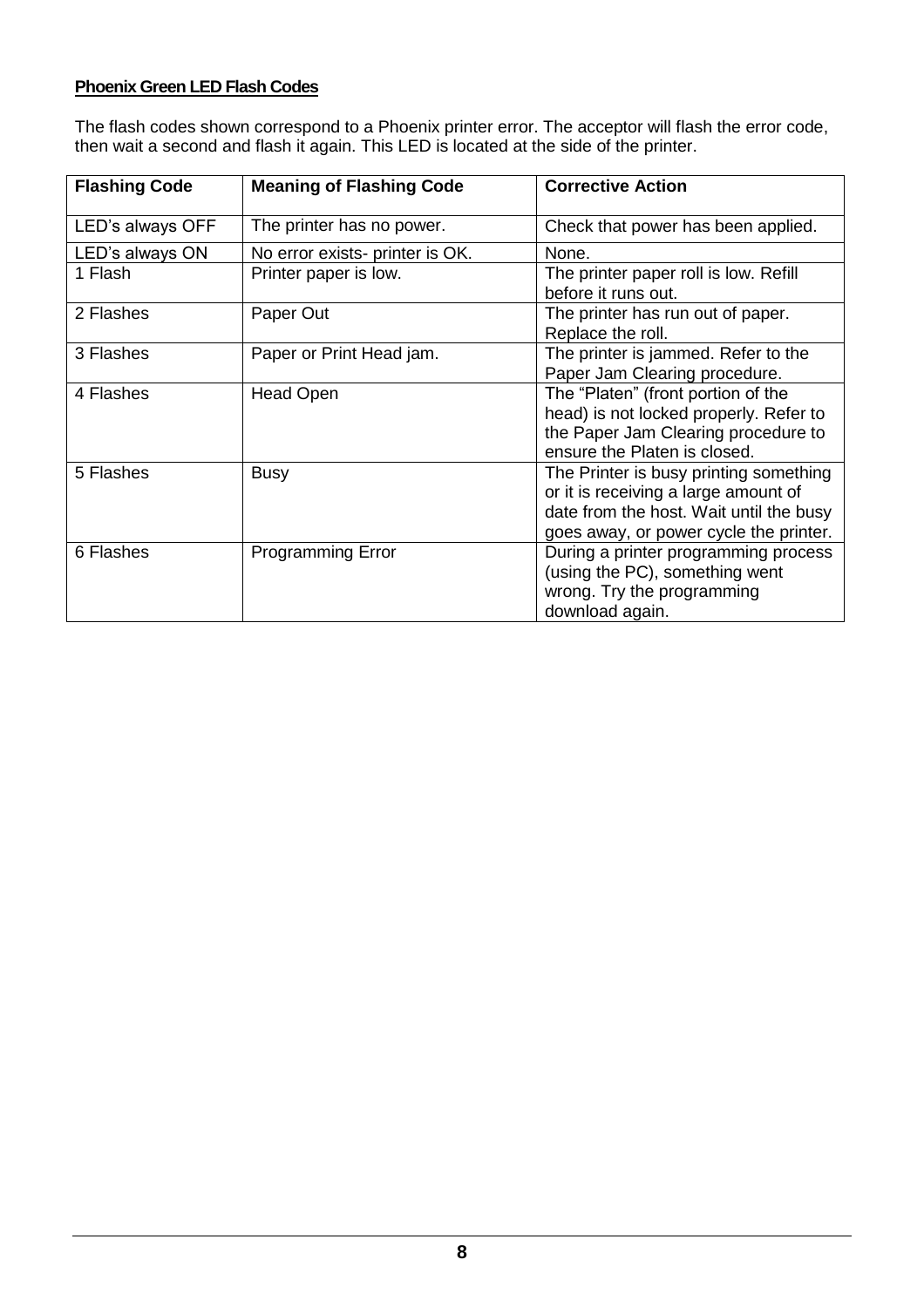**Phoenix Green LED Flash Codes**

The flash codes shown correspond to a Phoenix printer error. The acceptor will flash the error code, then wait a second and flash it again. This LED is located at the side of the printer.

| Flashing Code | Meaning of Flashing Code | Corrective Action |
|---|---|---|
| LED's always OFF | The printer has no power. | Check that power has been applied. |
| LED's always ON | No error exists- printer is OK. | None. |
| 1 Flash | Printer paper is low. | The printer paper roll is low. Refill before it runs out. |
| 2 Flashes | Paper Out | The printer has run out of paper. Replace the roll. |
| 3 Flashes | Paper or Print Head jam. | The printer is jammed. Refer to the Paper Jam Clearing procedure. |
| 4 Flashes | Head Open | The "Platen" (front portion of the head) is not locked properly. Refer to the Paper Jam Clearing procedure to ensure the Platen is closed. |
| 5 Flashes | Busy | The Printer is busy printing something or it is receiving a large amount of date from the host. Wait until the busy goes away, or power cycle the printer. |
| 6 Flashes | Programming Error | During a printer programming process (using the PC), something went wrong. Try the programming download again. |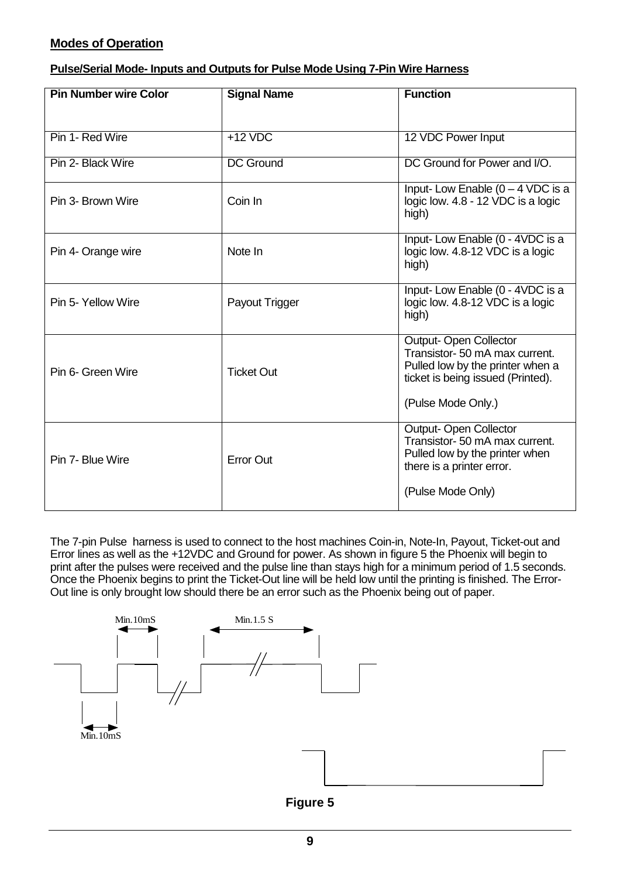**Modes of Operation**

**Pulse/Serial Mode- Inputs and Outputs for Pulse Mode Using 7-Pin Wire Harness**

| Pin Number wire Color | Signal Name | Function |
|---|---|---|
| Pin 1- Red Wire | +12 VDC | 12 VDC Power Input |
| Pin 2- Black Wire | DC Ground | DC Ground for Power and I/O. |
| Pin 3- Brown Wire | Coin In | Input- Low Enable (0 – 4 VDC is a logic low. 4.8 - 12 VDC is a logic high) |
| Pin 4- Orange wire | Note In | Input- Low Enable (0 - 4VDC is a logic low. 4.8-12 VDC is a logic high) |
| Pin 5- Yellow Wire | Payout Trigger | Input- Low Enable (0 - 4VDC is a logic low. 4.8-12 VDC is a logic high) |
| Pin 6- Green Wire | Ticket Out | Output- Open Collector Transistor- 50 mA max current. Pulled low by the printer when a ticket is being issued (Printed). (Pulse Mode Only.) |
| Pin 7- Blue Wire | Error Out | Output- Open Collector Transistor- 50 mA max current. Pulled low by the printer when there is a printer error. (Pulse Mode Only) |

The 7-pin Pulse harness is used to connect to the host machines Coin-in, Note-In, Payout, Ticket-out and Error lines as well as the +12VDC and Ground for power. As shown in figure 5 the Phoenix will begin to print after the pulses were received and the pulse line than stays high for a minimum period of 1.5 seconds. Once the Phoenix begins to print the Ticket-Out line will be held low until the printing is finished. The Error-Out line is only brought low should there be an error such as the Phoenix being out of paper.

Min.10mS   Min.1.5 S

Min.10mS

**Figure 5**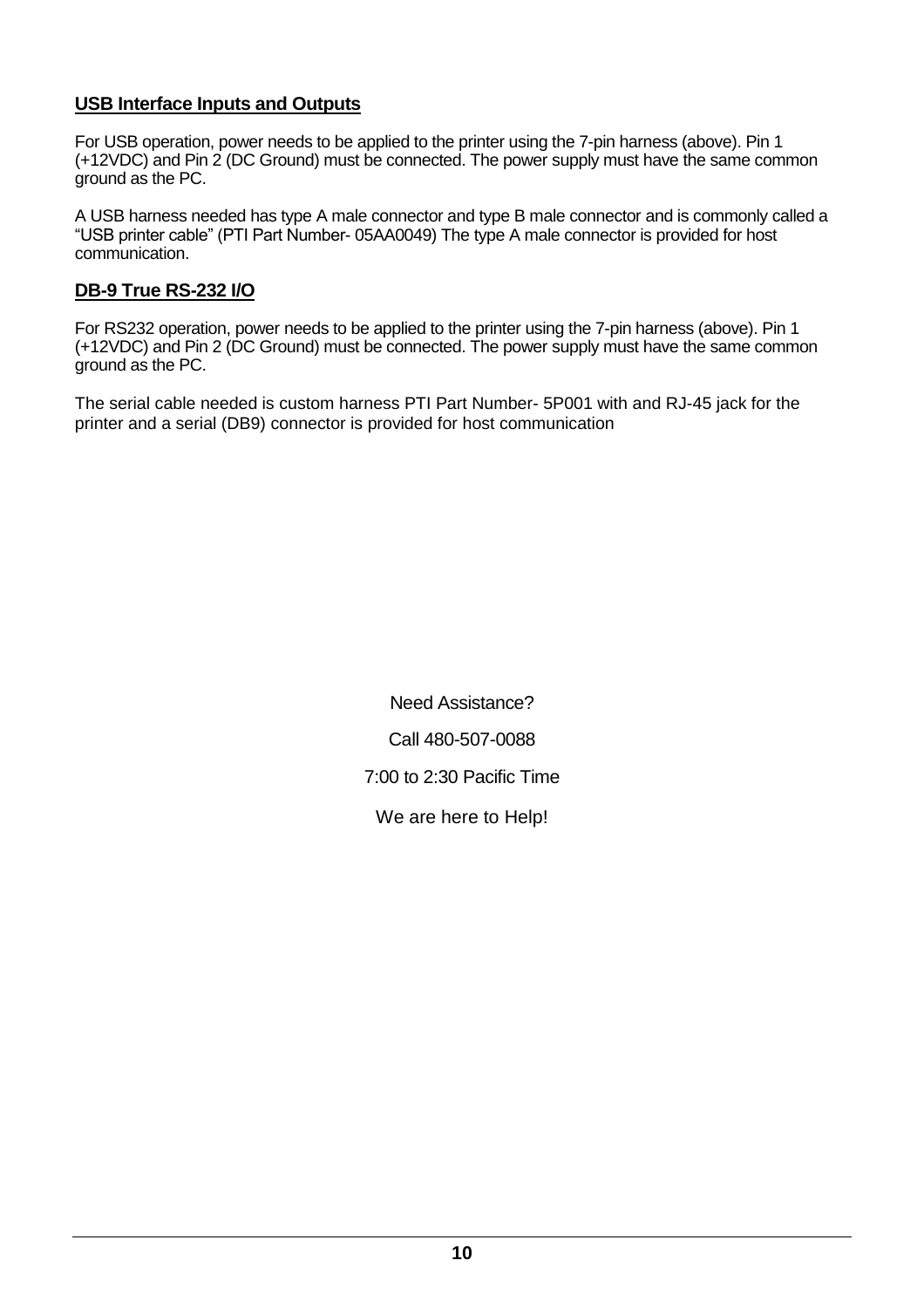## USB Interface Inputs and Outputs

For USB operation, power needs to be applied to the printer using the 7-pin harness (above). Pin 1 (+12VDC) and Pin 2 (DC Ground) must be connected. The power supply must have the same common ground as the PC.

A USB harness needed has type A male connector and type B male connector and is commonly called a "USB printer cable" (PTI Part Number- 05AA0049) The type A male connector is provided for host communication.

## DB-9 True RS-232 I/O

For RS232 operation, power needs to be applied to the printer using the 7-pin harness (above). Pin 1 (+12VDC) and Pin 2 (DC Ground) must be connected. The power supply must have the same common ground as the PC.

The serial cable needed is custom harness PTI Part Number- 5P001 with and RJ-45 jack for the printer and a serial (DB9) connector is provided for host communication

Need Assistance?

Call 480-507-0088

7:00 to 2:30 Pacific Time

We are here to Help!